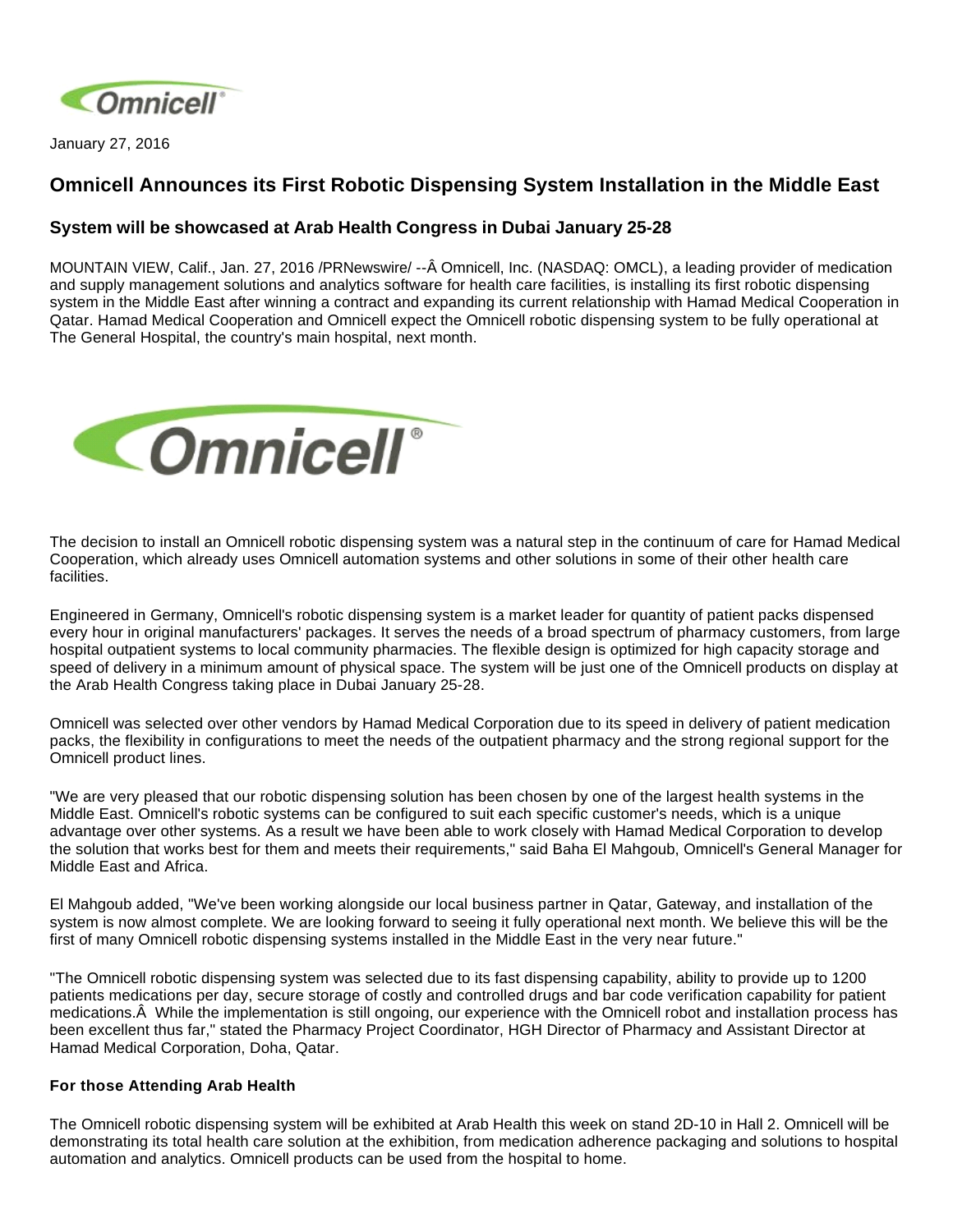January 27, 2016

# Omnicell Announces its First Robotic Dispensing System Installation in the Middle East

## System will be showcased at Arab Health Congress in Dubai January 25-28

MOUNTAIN VIEW, Calif., Jan. 27, 2016 /PRNewswire/ --Â Omnicell, Inc. (NASDAQ: OMCL), a leading provider of medication and supply management solutions and analytics software for health care facilities, is installing its first robotic dispensing system in the Middle East after winning a contract and expanding its current relationship with Hamad Medical Cooperation in Qatar. Hamad Medical Cooperation and Omnicell expect the Omnicell robotic dispensing system to be fully operational at The General Hospital, the country's main hospital, next month.

The decision to install an Omnicell robotic dispensing system was a natural step in the continuum of care for Hamad Medical Cooperation, which already uses Omnicell automation systems and other solutions in some of their other health care facilities.

Engineered in Germany, Omnicell's robotic dispensing system is a market leader for quantity of patient packs dispensed every hour in original manufacturers' packages. It serves the needs of a broad spectrum of pharmacy customers, from large hospital outpatient systems to local community pharmacies. The flexible design is optimized for high capacity storage and speed of delivery in a minimum amount of physical space. The system will be just one of the Omnicell products on display at the Arab Health Congress taking place in Dubai January 25-28.

Omnicell was selected over other vendors by Hamad Medical Corporation due to its speed in delivery of patient medication packs, the flexibility in configurations to meet the needs of the outpatient pharmacy and the strong regional support for the Omnicell product lines.

"We are very pleased that our robotic dispensing solution has been chosen by one of the largest health systems in the Middle East. Omnicell's robotic systems can be configured to suit each specific customer's needs, which is a unique advantage over other systems. As a result we have been able to work closely with Hamad Medical Corporation to develop the solution that works best for them and meets their requirements," said Baha El Mahgoub, Omnicell's General Manager for Middle East and Africa.

El Mahgoub added, "We've been working alongside our local business partner in Qatar, Gateway, and installation of the system is now almost complete. We are looking forward to seeing it fully operational next month. We believe this will be the first of many Omnicell robotic dispensing systems installed in the Middle East in the very near future."

"The Omnicell robotic dispensing system was selected due to its fast dispensing capability, ability to provide up to 1200 patients medications per day, secure storage of costly and controlled drugs and bar code verification capability for patient medications.Â  While the implementation is still ongoing, our experience with the Omnicell robot and installation process has been excellent thus far," stated the Pharmacy Project Coordinator, HGH Director of Pharmacy and Assistant Director at Hamad Medical Corporation, Doha, Qatar.

**For those Attending Arab Health**

The Omnicell robotic dispensing system will be exhibited at Arab Health this week on stand 2D-10 in Hall 2. Omnicell will be demonstrating its total health care solution at the exhibition, from medication adherence packaging and solutions to hospital automation and analytics. Omnicell products can be used from the hospital to home.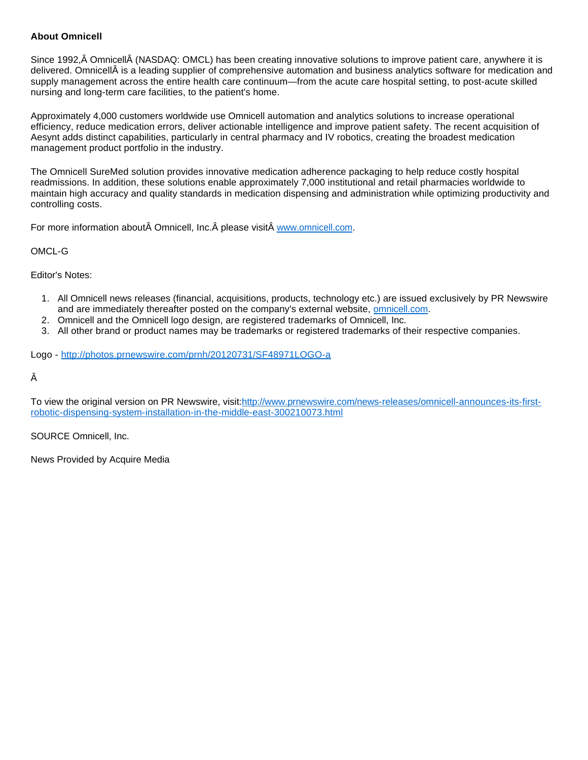**About Omnicell**

Since 1992,Â OmnicellÂ (NASDAQ: OMCL) has been creating innovative solutions to improve patient care, anywhere it is delivered. OmnicellÂ is a leading supplier of comprehensive automation and business analytics software for medication and supply management across the entire health care continuum—from the acute care hospital setting, to post-acute skilled nursing and long-term care facilities, to the patient's home.

Approximately 4,000 customers worldwide use Omnicell automation and analytics solutions to increase operational efficiency, reduce medication errors, deliver actionable intelligence and improve patient safety. The recent acquisition of Aesynt adds distinct capabilities, particularly in central pharmacy and IV robotics, creating the broadest medication management product portfolio in the industry.

The Omnicell SureMed solution provides innovative medication adherence packaging to help reduce costly hospital readmissions. In addition, these solutions enable approximately 7,000 institutional and retail pharmacies worldwide to maintain high accuracy and quality standards in medication dispensing and administration while optimizing productivity and controlling costs.

For more information aboutÂ Omnicell, Inc.Â please visitÂ [www.omnicell.com](http://www.omnicell.com).

OMCL-G

Editor's Notes:

1. All Omnicell news releases (financial, acquisitions, products, technology etc.) are issued exclusively by PR Newswire and are immediately thereafter posted on the company's external website, [omnicell.com](http://omnicell.com).
2. Omnicell and the Omnicell logo design, are registered trademarks of Omnicell, Inc.
3. All other brand or product names may be trademarks or registered trademarks of their respective companies.

Logo - http://photos.prnewswire.com/prnh/20120731/SF48971LOGO-a

Â

To view the original version on PR Newswire, visit:http://www.prnewswire.com/news-releases/omnicell-announces-its-first-robotic-dispensing-system-installation-in-the-middle-east-300210073.html

SOURCE Omnicell, Inc.

News Provided by Acquire Media